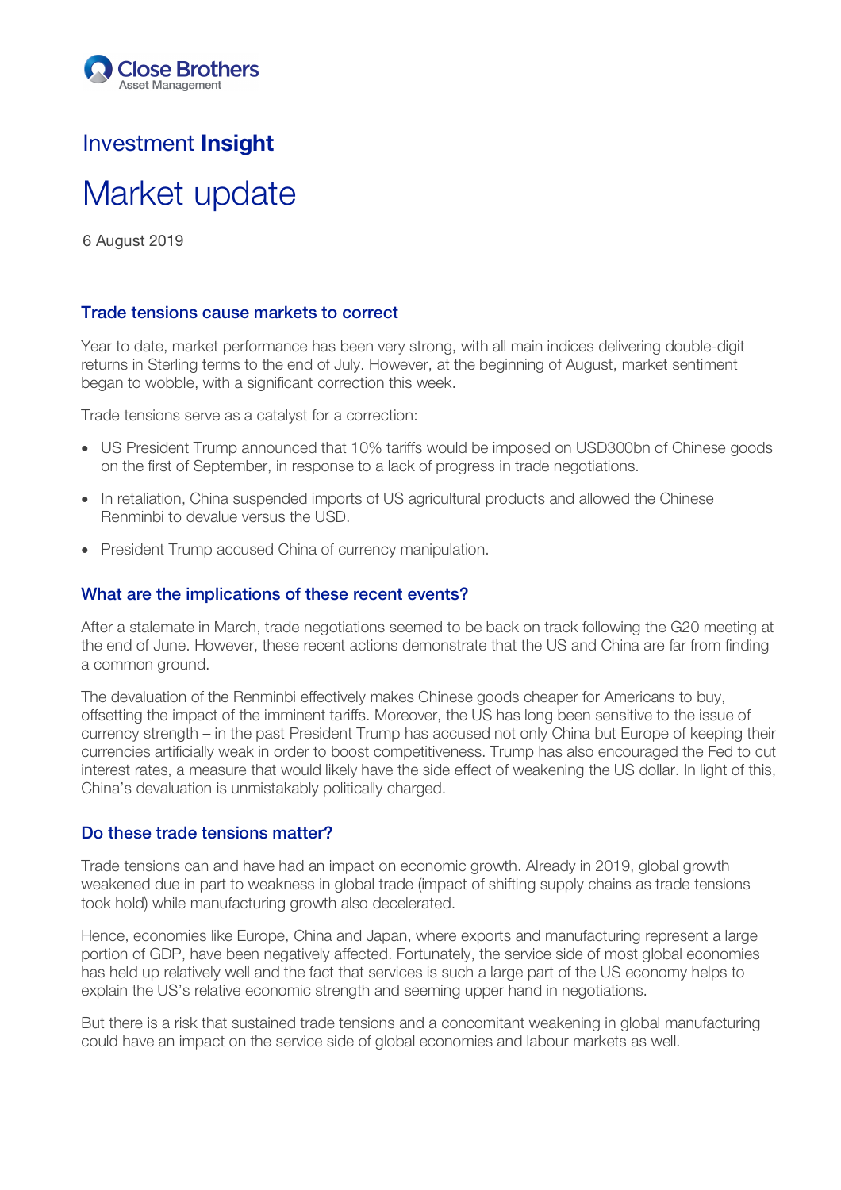Close Brothers
Asset Management

# Investment **Insight**

# Market update

6 August 2019

## Trade tensions cause markets to correct

Year to date, market performance has been very strong, with all main indices delivering double-digit returns in Sterling terms to the end of July. However, at the beginning of August, market sentiment began to wobble, with a significant correction this week.

Trade tensions serve as a catalyst for a correction:

- US President Trump announced that 10% tariffs would be imposed on USD300bn of Chinese goods on the first of September, in response to a lack of progress in trade negotiations.
- In retaliation, China suspended imports of US agricultural products and allowed the Chinese Renminbi to devalue versus the USD.
- President Trump accused China of currency manipulation.

## What are the implications of these recent events?

After a stalemate in March, trade negotiations seemed to be back on track following the G20 meeting at the end of June. However, these recent actions demonstrate that the US and China are far from finding a common ground.

The devaluation of the Renminbi effectively makes Chinese goods cheaper for Americans to buy, offsetting the impact of the imminent tariffs. Moreover, the US has long been sensitive to the issue of currency strength – in the past President Trump has accused not only China but Europe of keeping their currencies artificially weak in order to boost competitiveness. Trump has also encouraged the Fed to cut interest rates, a measure that would likely have the side effect of weakening the US dollar. In light of this, China's devaluation is unmistakably politically charged.

## Do these trade tensions matter?

Trade tensions can and have had an impact on economic growth. Already in 2019, global growth weakened due in part to weakness in global trade (impact of shifting supply chains as trade tensions took hold) while manufacturing growth also decelerated.

Hence, economies like Europe, China and Japan, where exports and manufacturing represent a large portion of GDP, have been negatively affected. Fortunately, the service side of most global economies has held up relatively well and the fact that services is such a large part of the US economy helps to explain the US's relative economic strength and seeming upper hand in negotiations.

But there is a risk that sustained trade tensions and a concomitant weakening in global manufacturing could have an impact on the service side of global economies and labour markets as well.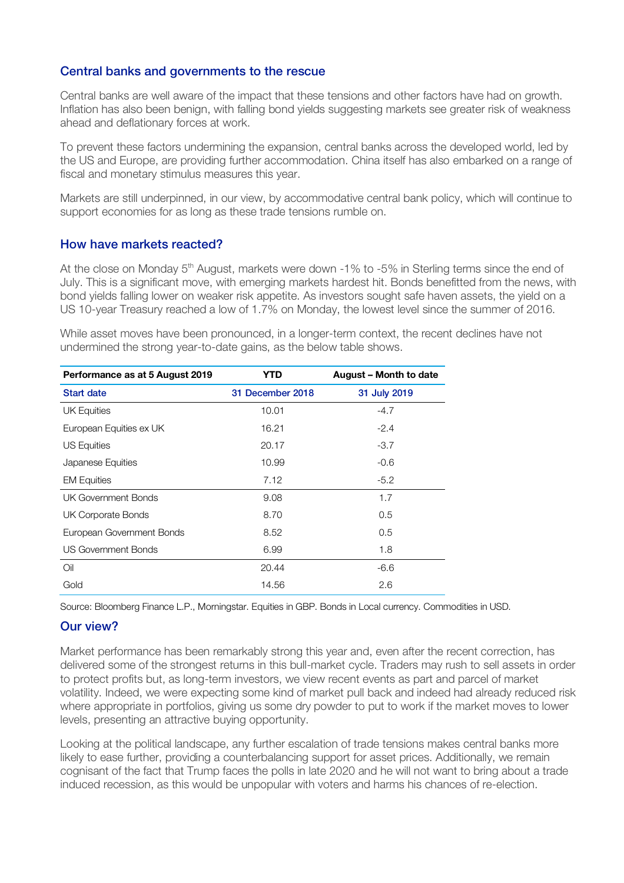## Central banks and governments to the rescue

Central banks are well aware of the impact that these tensions and other factors have had on growth. Inflation has also been benign, with falling bond yields suggesting markets see greater risk of weakness ahead and deflationary forces at work.

To prevent these factors undermining the expansion, central banks across the developed world, led by the US and Europe, are providing further accommodation. China itself has also embarked on a range of fiscal and monetary stimulus measures this year.

Markets are still underpinned, in our view, by accommodative central bank policy, which will continue to support economies for as long as these trade tensions rumble on.

## How have markets reacted?

At the close on Monday 5th August, markets were down -1% to -5% in Sterling terms since the end of July. This is a significant move, with emerging markets hardest hit. Bonds benefitted from the news, with bond yields falling lower on weaker risk appetite. As investors sought safe haven assets, the yield on a US 10-year Treasury reached a low of 1.7% on Monday, the lowest level since the summer of 2016.

While asset moves have been pronounced, in a longer-term context, the recent declines have not undermined the strong year-to-date gains, as the below table shows.

| Performance as at 5 August 2019 | YTD | August – Month to date |
|---|---|---|
| **Start date** | **31 December 2018** | **31 July 2019** |
| UK Equities | 10.01 | -4.7 |
| European Equities ex UK | 16.21 | -2.4 |
| US Equities | 20.17 | -3.7 |
| Japanese Equities | 10.99 | -0.6 |
| EM Equities | 7.12 | -5.2 |
| UK Government Bonds | 9.08 | 1.7 |
| UK Corporate Bonds | 8.70 | 0.5 |
| European Government Bonds | 8.52 | 0.5 |
| US Government Bonds | 6.99 | 1.8 |
| Oil | 20.44 | -6.6 |
| Gold | 14.56 | 2.6 |

Source: Bloomberg Finance L.P., Morningstar. Equities in GBP. Bonds in Local currency. Commodities in USD.

## Our view?

Market performance has been remarkably strong this year and, even after the recent correction, has delivered some of the strongest returns in this bull-market cycle. Traders may rush to sell assets in order to protect profits but, as long-term investors, we view recent events as part and parcel of market volatility. Indeed, we were expecting some kind of market pull back and indeed had already reduced risk where appropriate in portfolios, giving us some dry powder to put to work if the market moves to lower levels, presenting an attractive buying opportunity.

Looking at the political landscape, any further escalation of trade tensions makes central banks more likely to ease further, providing a counterbalancing support for asset prices. Additionally, we remain cognisant of the fact that Trump faces the polls in late 2020 and he will not want to bring about a trade induced recession, as this would be unpopular with voters and harms his chances of re-election.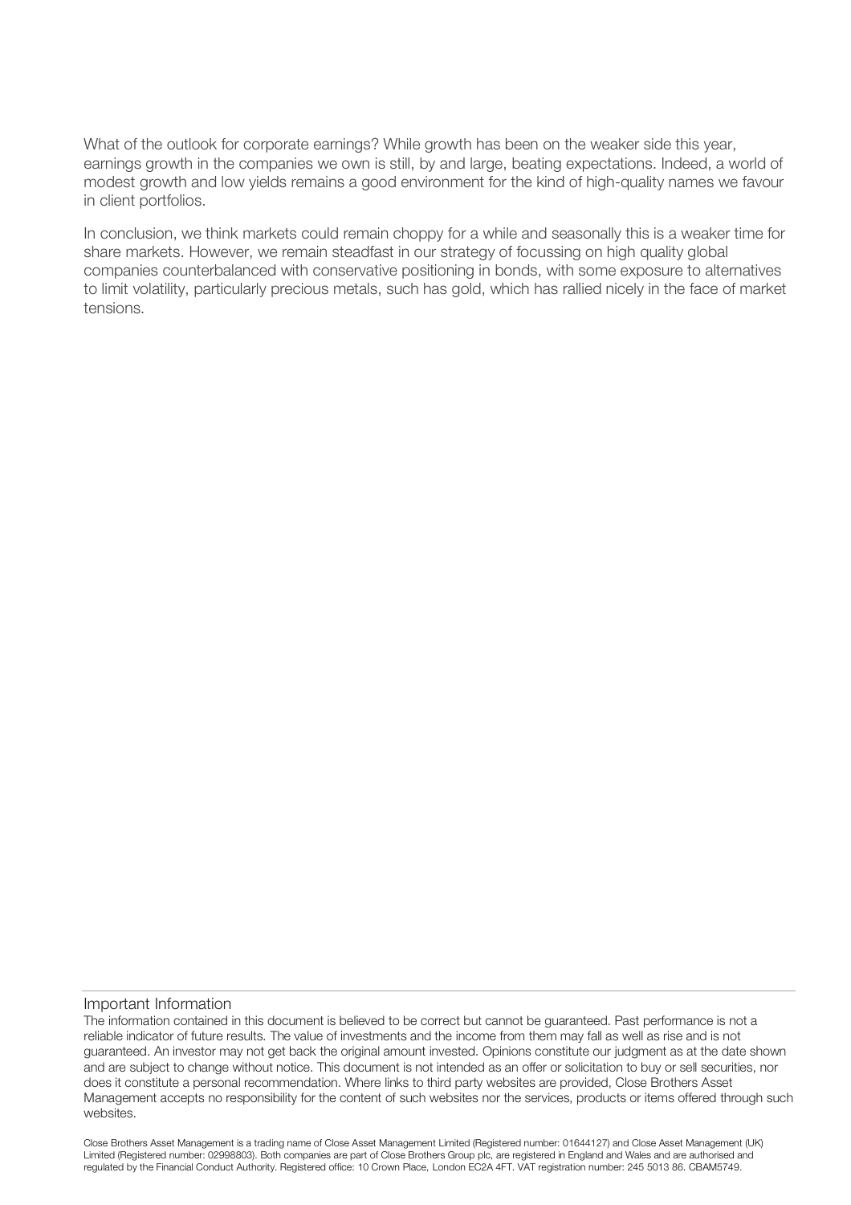What of the outlook for corporate earnings? While growth has been on the weaker side this year, earnings growth in the companies we own is still, by and large, beating expectations. Indeed, a world of modest growth and low yields remains a good environment for the kind of high-quality names we favour in client portfolios.

In conclusion, we think markets could remain choppy for a while and seasonally this is a weaker time for share markets. However, we remain steadfast in our strategy of focussing on high quality global companies counterbalanced with conservative positioning in bonds, with some exposure to alternatives to limit volatility, particularly precious metals, such has gold, which has rallied nicely in the face of market tensions.

Important Information

The information contained in this document is believed to be correct but cannot be guaranteed. Past performance is not a reliable indicator of future results. The value of investments and the income from them may fall as well as rise and is not guaranteed. An investor may not get back the original amount invested. Opinions constitute our judgment as at the date shown and are subject to change without notice. This document is not intended as an offer or solicitation to buy or sell securities, nor does it constitute a personal recommendation. Where links to third party websites are provided, Close Brothers Asset Management accepts no responsibility for the content of such websites nor the services, products or items offered through such websites.

Close Brothers Asset Management is a trading name of Close Asset Management Limited (Registered number: 01644127) and Close Asset Management (UK) Limited (Registered number: 02998803). Both companies are part of Close Brothers Group plc, are registered in England and Wales and are authorised and regulated by the Financial Conduct Authority. Registered office: 10 Crown Place, London EC2A 4FT. VAT registration number: 245 5013 86. CBAM5749.